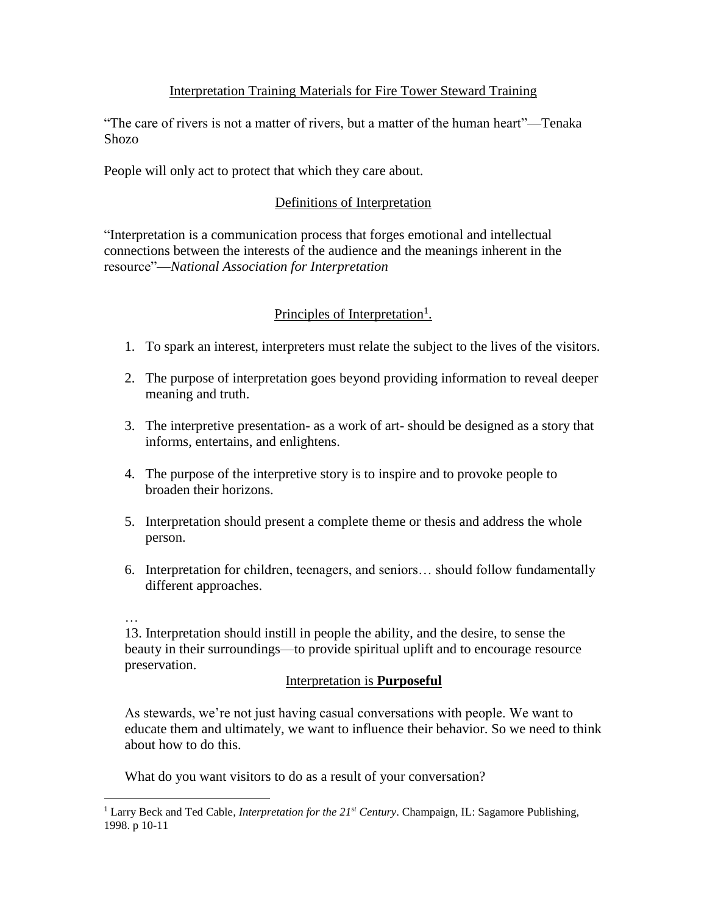# Interpretation Training Materials for Fire Tower Steward Training

"The care of rivers is not a matter of rivers, but a matter of the human heart"—Tenaka Shozo

People will only act to protect that which they care about.

## Definitions of Interpretation

"Interpretation is a communication process that forges emotional and intellectual connections between the interests of the audience and the meanings inherent in the resource"—*National Association for Interpretation*

## Principles of Interpretation[1].

1. To spark an interest, interpreters must relate the subject to the lives of the visitors.

2. The purpose of interpretation goes beyond providing information to reveal deeper meaning and truth.

3. The interpretive presentation- as a work of art- should be designed as a story that informs, entertains, and enlightens.

4. The purpose of the interpretive story is to inspire and to provoke people to broaden their horizons.

5. Interpretation should present a complete theme or thesis and address the whole person.

6. Interpretation for children, teenagers, and seniors… should follow fundamentally different approaches.

…

13. Interpretation should instill in people the ability, and the desire, to sense the beauty in their surroundings—to provide spiritual uplift and to encourage resource preservation.

## Interpretation is **Purposeful**

As stewards, we're not just having casual conversations with people. We want to educate them and ultimately, we want to influence their behavior. So we need to think about how to do this.

What do you want visitors to do as a result of your conversation?

---

[1] Larry Beck and Ted Cable, *Interpretation for the 21st Century*. Champaign, IL: Sagamore Publishing, 1998. p 10-11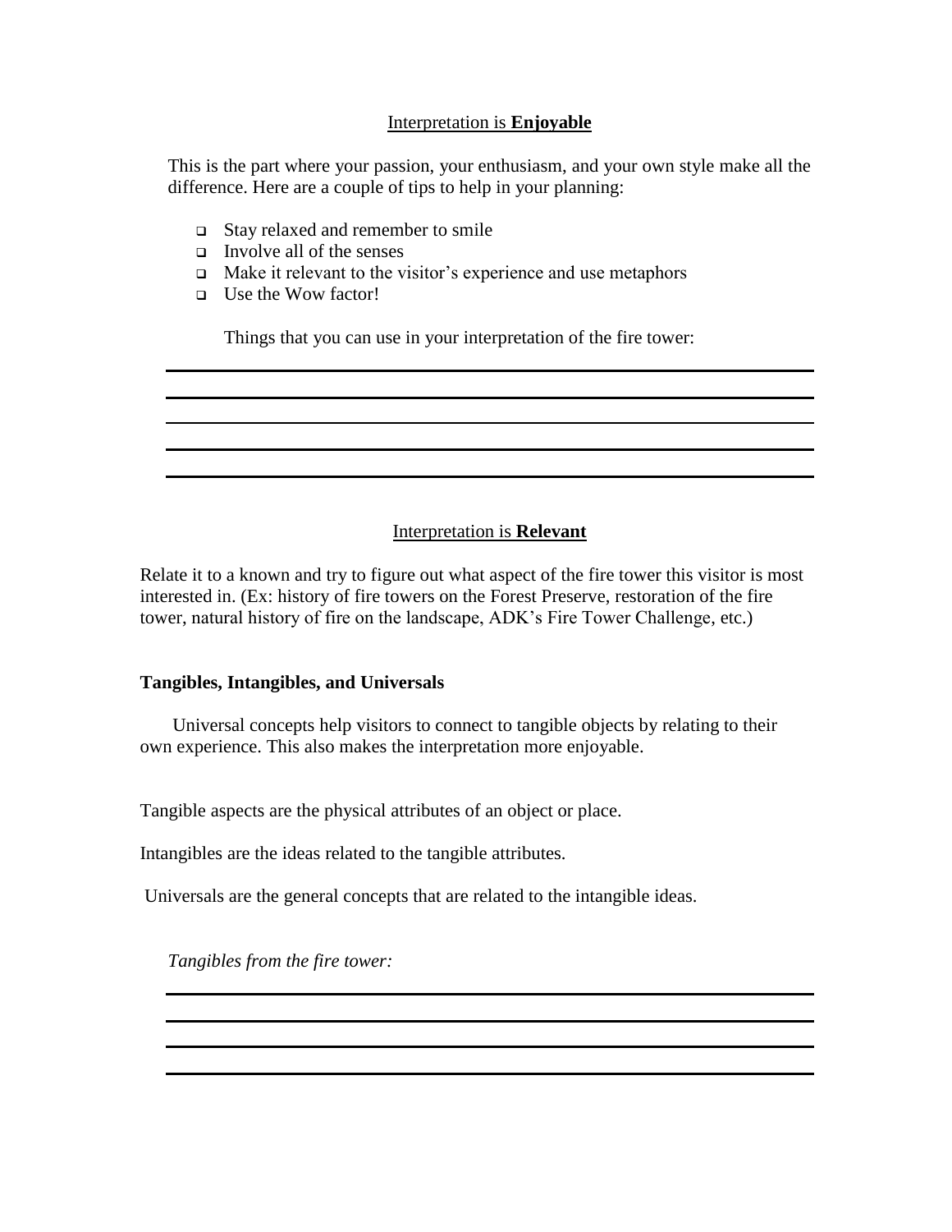## Interpretation is **Enjoyable**

This is the part where your passion, your enthusiasm, and your own style make all the difference. Here are a couple of tips to help in your planning:

- Stay relaxed and remember to smile
- Involve all of the senses
- Make it relevant to the visitor's experience and use metaphors
- Use the Wow factor!

Things that you can use in your interpretation of the fire tower:

______________________________________________

______________________________________________

______________________________________________

______________________________________________

______________________________________________

## Interpretation is **Relevant**

Relate it to a known and try to figure out what aspect of the fire tower this visitor is most interested in. (Ex: history of fire towers on the Forest Preserve, restoration of the fire tower, natural history of fire on the landscape, ADK's Fire Tower Challenge, etc.)

### Tangibles, Intangibles, and Universals

Universal concepts help visitors to connect to tangible objects by relating to their own experience. This also makes the interpretation more enjoyable.

Tangible aspects are the physical attributes of an object or place.

Intangibles are the ideas related to the tangible attributes.

Universals are the general concepts that are related to the intangible ideas.

*Tangibles from the fire tower:*

______________________________________________

______________________________________________

______________________________________________

______________________________________________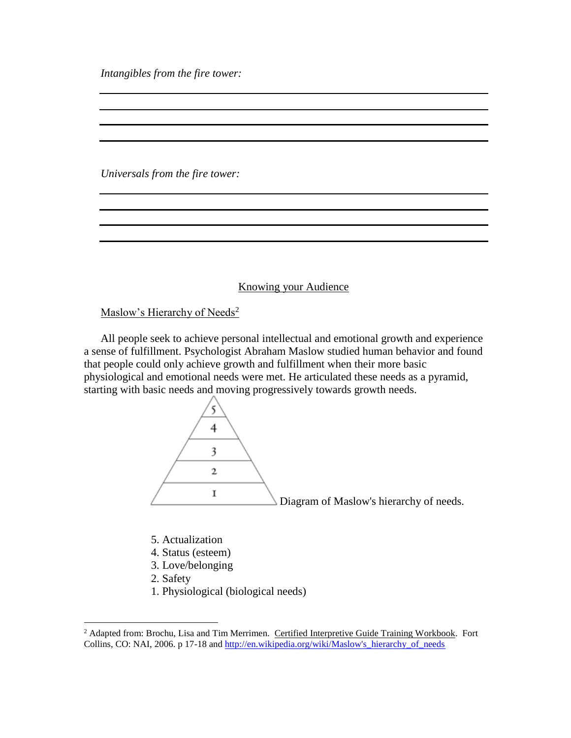*Intangibles from the fire tower:*

\_\_\_\_\_\_\_\_\_\_\_\_\_\_\_\_\_\_\_\_\_\_\_\_\_\_\_\_\_\_\_\_\_\_\_\_\_\_\_\_\_\_\_\_\_\_\_\_

\_\_\_\_\_\_\_\_\_\_\_\_\_\_\_\_\_\_\_\_\_\_\_\_\_\_\_\_\_\_\_\_\_\_\_\_\_\_\_\_\_\_\_\_\_\_\_\_

\_\_\_\_\_\_\_\_\_\_\_\_\_\_\_\_\_\_\_\_\_\_\_\_\_\_\_\_\_\_\_\_\_\_\_\_\_\_\_\_\_\_\_\_\_\_\_\_

\_\_\_\_\_\_\_\_\_\_\_\_\_\_\_\_\_\_\_\_\_\_\_\_\_\_\_\_\_\_\_\_\_\_\_\_\_\_\_\_\_\_\_\_\_\_\_\_

*Universals from the fire tower:*

\_\_\_\_\_\_\_\_\_\_\_\_\_\_\_\_\_\_\_\_\_\_\_\_\_\_\_\_\_\_\_\_\_\_\_\_\_\_\_\_\_\_\_\_\_\_\_\_

\_\_\_\_\_\_\_\_\_\_\_\_\_\_\_\_\_\_\_\_\_\_\_\_\_\_\_\_\_\_\_\_\_\_\_\_\_\_\_\_\_\_\_\_\_\_\_\_

\_\_\_\_\_\_\_\_\_\_\_\_\_\_\_\_\_\_\_\_\_\_\_\_\_\_\_\_\_\_\_\_\_\_\_\_\_\_\_\_\_\_\_\_\_\_\_\_

\_\_\_\_\_\_\_\_\_\_\_\_\_\_\_\_\_\_\_\_\_\_\_\_\_\_\_\_\_\_\_\_\_\_\_\_\_\_\_\_\_\_\_\_\_\_\_\_

## Knowing your Audience

### Maslow's Hierarchy of Needs[2]

All people seek to achieve personal intellectual and emotional growth and experience a sense of fulfillment. Psychologist Abraham Maslow studied human behavior and found that people could only achieve growth and fulfillment when their more basic physiological and emotional needs were met. He articulated these needs as a pyramid, starting with basic needs and moving progressively towards growth needs.

Diagram of Maslow's hierarchy of needs.

5. Actualization
4. Status (esteem)
3. Love/belonging
2. Safety
1. Physiological (biological needs)

---

[2] Adapted from: Brochu, Lisa and Tim Merrimen. Certified Interpretive Guide Training Workbook. Fort Collins, CO: NAI, 2006. p 17-18 and http://en.wikipedia.org/wiki/Maslow's_hierarchy_of_needs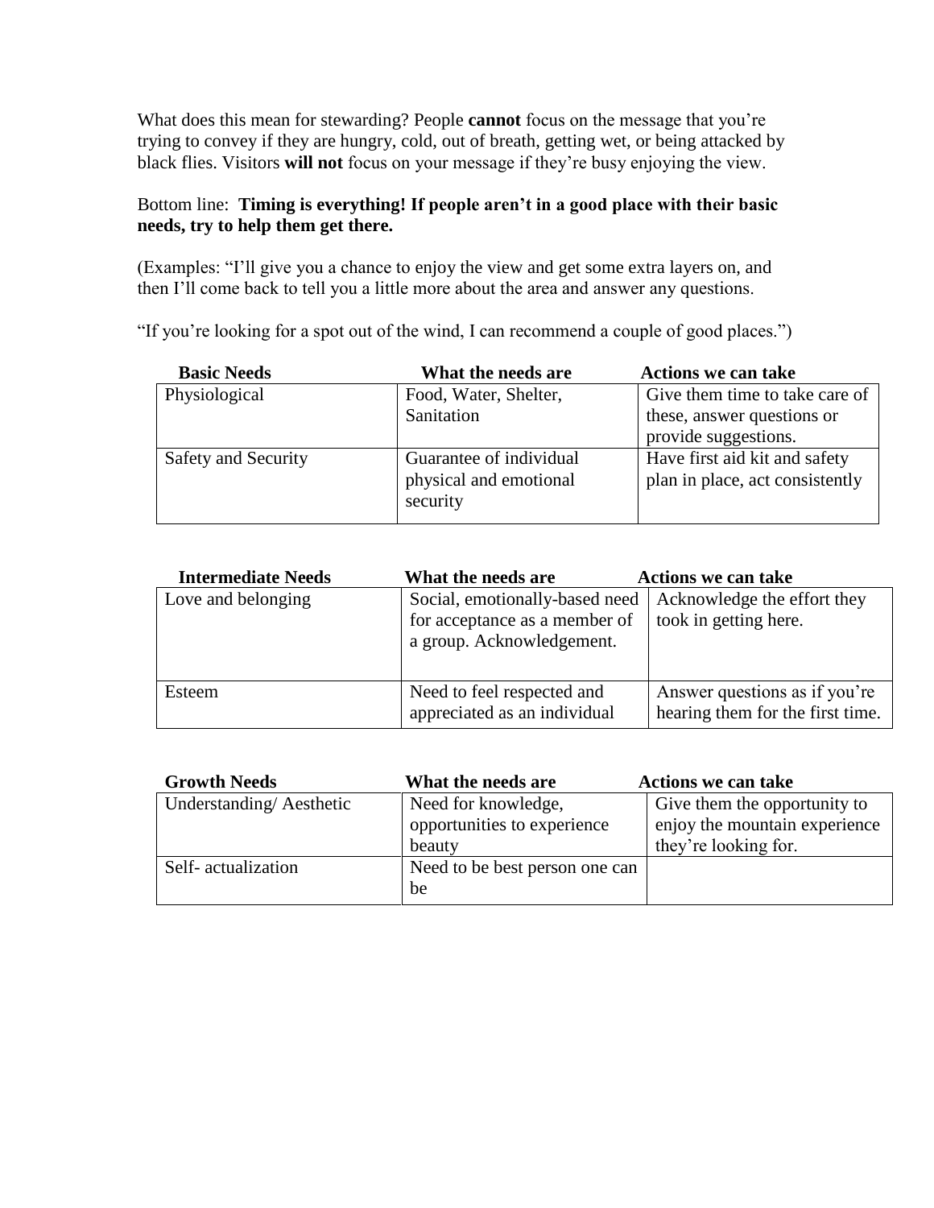What does this mean for stewarding? People **cannot** focus on the message that you're trying to convey if they are hungry, cold, out of breath, getting wet, or being attacked by black flies. Visitors **will not** focus on your message if they're busy enjoying the view.

Bottom line: **Timing is everything! If people aren't in a good place with their basic needs, try to help them get there.**

(Examples: "I'll give you a chance to enjoy the view and get some extra layers on, and then I'll come back to tell you a little more about the area and answer any questions.

"If you're looking for a spot out of the wind, I can recommend a couple of good places.")

| Basic Needs | What the needs are | Actions we can take |
| --- | --- | --- |
| Physiological | Food, Water, Shelter, Sanitation | Give them time to take care of these, answer questions or provide suggestions. |
| Safety and Security | Guarantee of individual physical and emotional security | Have first aid kit and safety plan in place, act consistently |

| Intermediate Needs | What the needs are | Actions we can take |
| --- | --- | --- |
| Love and belonging | Social, emotionally-based need for acceptance as a member of a group. Acknowledgement. | Acknowledge the effort they took in getting here. |
| Esteem | Need to feel respected and appreciated as an individual | Answer questions as if you're hearing them for the first time. |

| Growth Needs | What the needs are | Actions we can take |
| --- | --- | --- |
| Understanding/ Aesthetic | Need for knowledge, opportunities to experience beauty | Give them the opportunity to enjoy the mountain experience they're looking for. |
| Self- actualization | Need to be best person one can be | |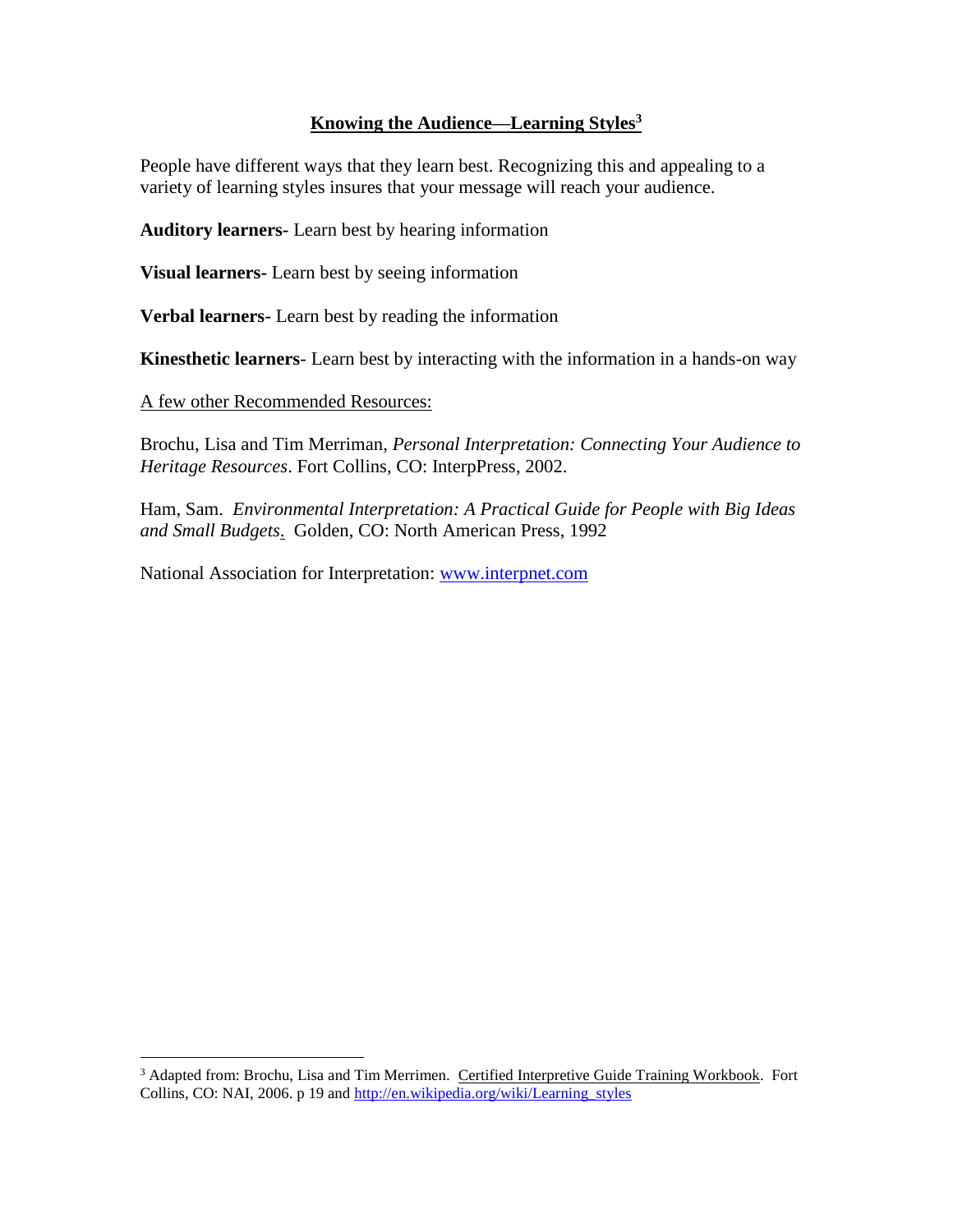## Knowing the Audience—Learning Styles[3]

People have different ways that they learn best. Recognizing this and appealing to a variety of learning styles insures that your message will reach your audience.

**Auditory learners**- Learn best by hearing information

**Visual learners**- Learn best by seeing information

**Verbal learners-** Learn best by reading the information

**Kinesthetic learners**- Learn best by interacting with the information in a hands-on way

A few other Recommended Resources:

Brochu, Lisa and Tim Merriman, *Personal Interpretation: Connecting Your Audience to Heritage Resources*. Fort Collins, CO: InterpPress, 2002.

Ham, Sam. *Environmental Interpretation: A Practical Guide for People with Big Ideas and Small Budgets*. Golden, CO: North American Press, 1992

National Association for Interpretation: [www.interpnet.com](http://www.interpnet.com)

---

[3] Adapted from: Brochu, Lisa and Tim Merrimen. Certified Interpretive Guide Training Workbook. Fort Collins, CO: NAI, 2006. p 19 and [http://en.wikipedia.org/wiki/Learning_styles](http://en.wikipedia.org/wiki/Learning_styles)